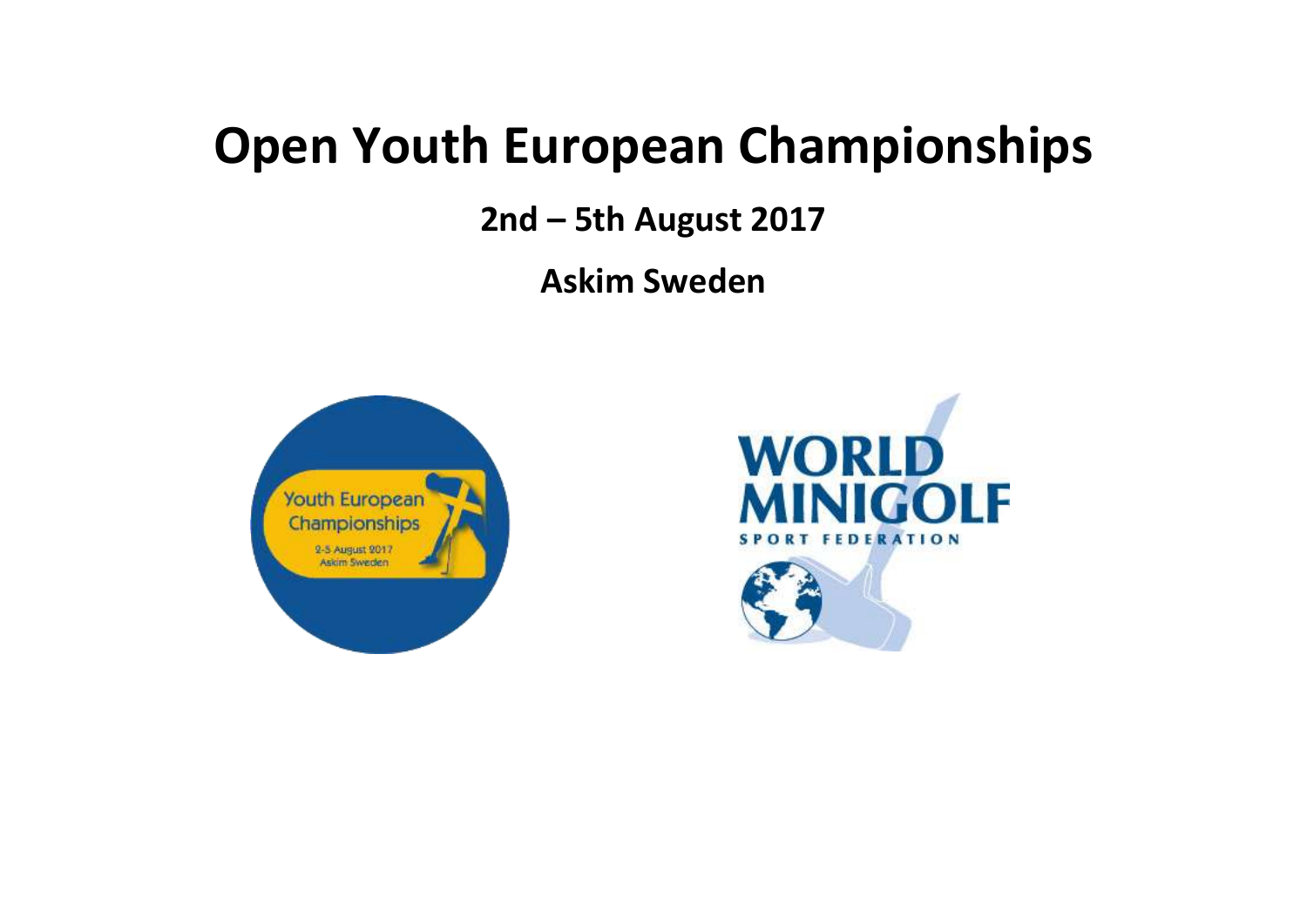# Open Youth European Championships

## 2nd – 5th August 2017

## Askim Sweden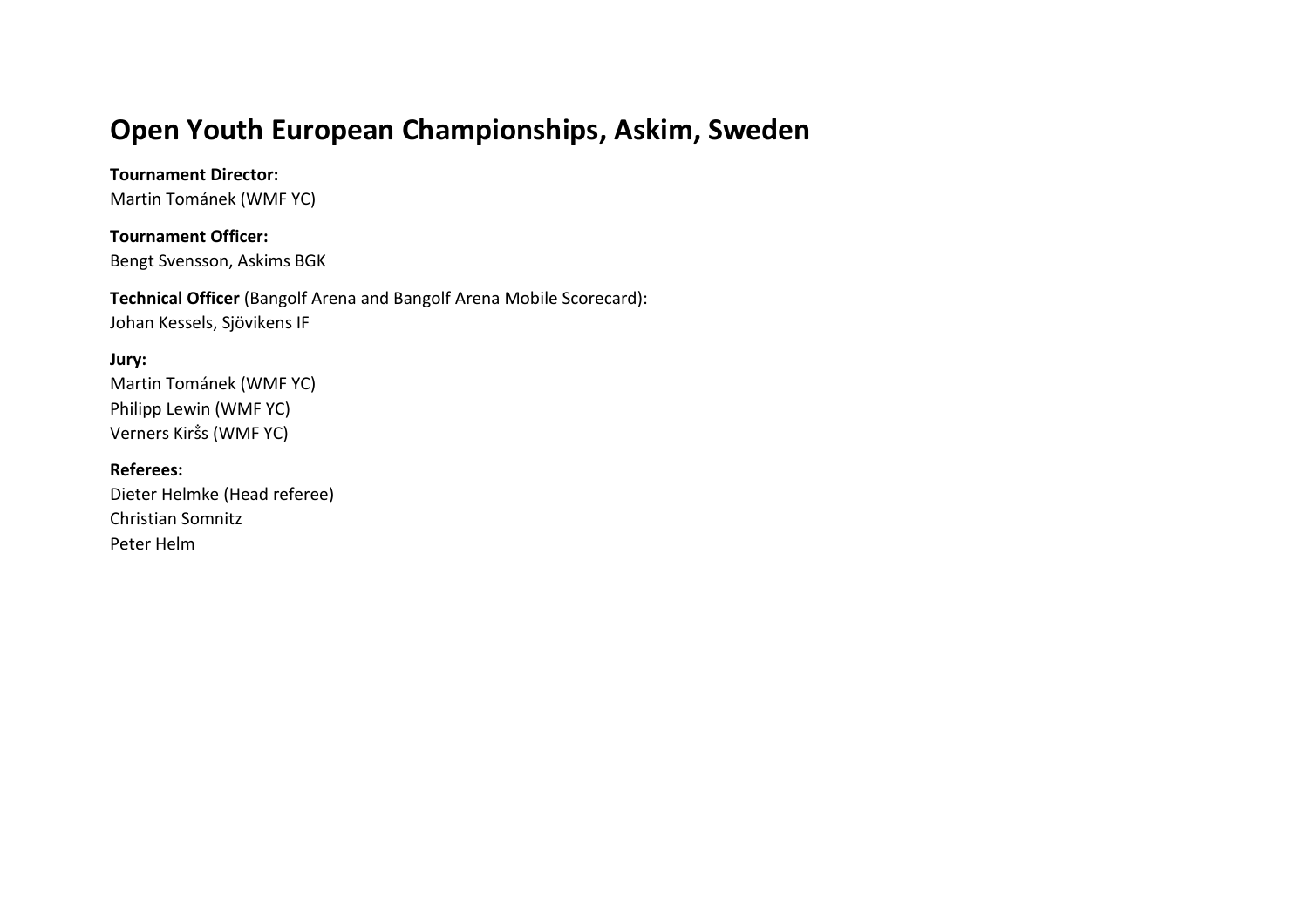# Open Youth European Championships, Askim, Sweden

**Tournament Director:**
Martin Tománek (WMF YC)

**Tournament Officer:**
Bengt Svensson, Askims BGK

**Technical Officer** (Bangolf Arena and Bangolf Arena Mobile Scorecard):
Johan Kessels, Sjövikens IF

**Jury:**
Martin Tománek (WMF YC)
Philipp Lewin (WMF YC)
Verners Kiršs (WMF YC)

**Referees:**
Dieter Helmke (Head referee)
Christian Somnitz
Peter Helm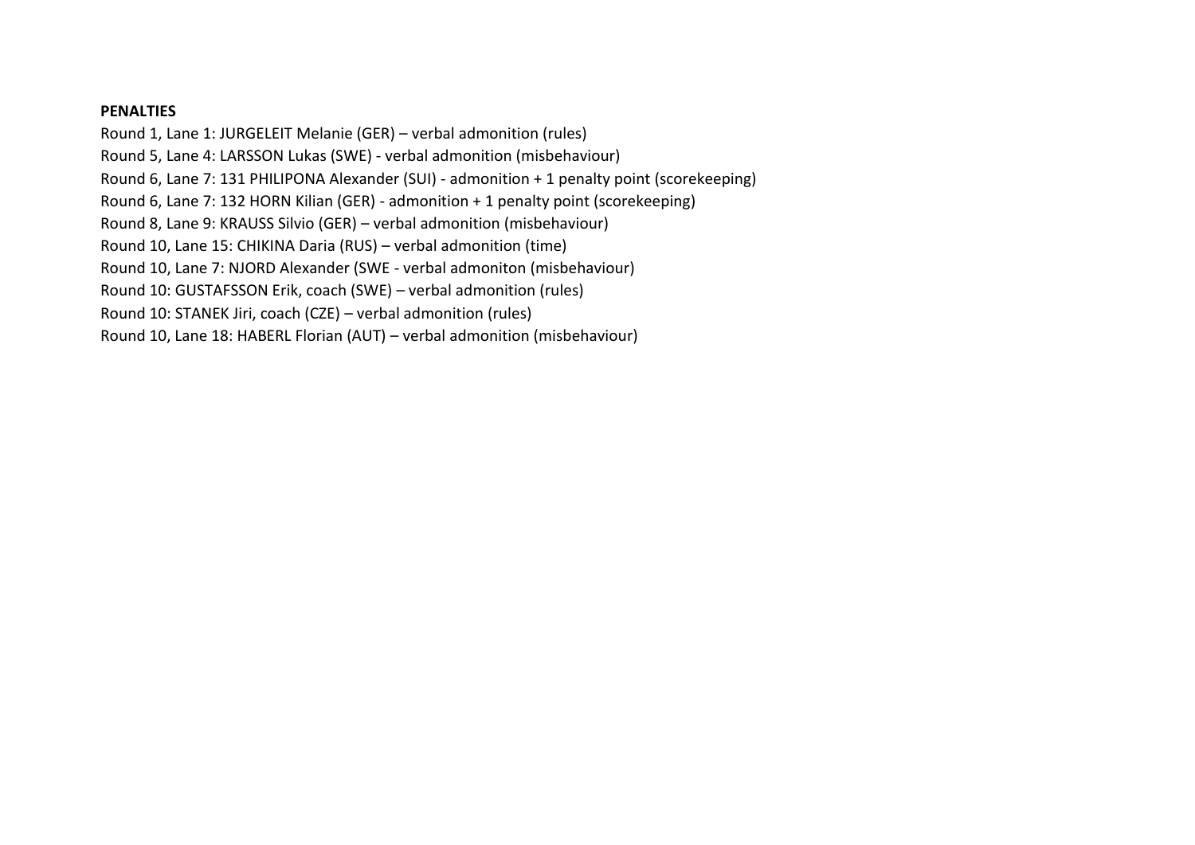**PENALTIES**

Round 1, Lane 1: JURGELEIT Melanie (GER) – verbal admonition (rules)
Round 5, Lane 4: LARSSON Lukas (SWE) - verbal admonition (misbehaviour)
Round 6, Lane 7: 131 PHILIPONA Alexander (SUI) - admonition + 1 penalty point (scorekeeping)
Round 6, Lane 7: 132 HORN Kilian (GER) - admonition + 1 penalty point (scorekeeping)
Round 8, Lane 9: KRAUSS Silvio (GER) – verbal admonition (misbehaviour)
Round 10, Lane 15: CHIKINA Daria (RUS) – verbal admonition (time)
Round 10, Lane 7: NJORD Alexander (SWE - verbal admoniton (misbehaviour)
Round 10: GUSTAFSSON Erik, coach (SWE) – verbal admonition (rules)
Round 10: STANEK Jiri, coach (CZE) – verbal admonition (rules)
Round 10, Lane 18: HABERL Florian (AUT) – verbal admonition (misbehaviour)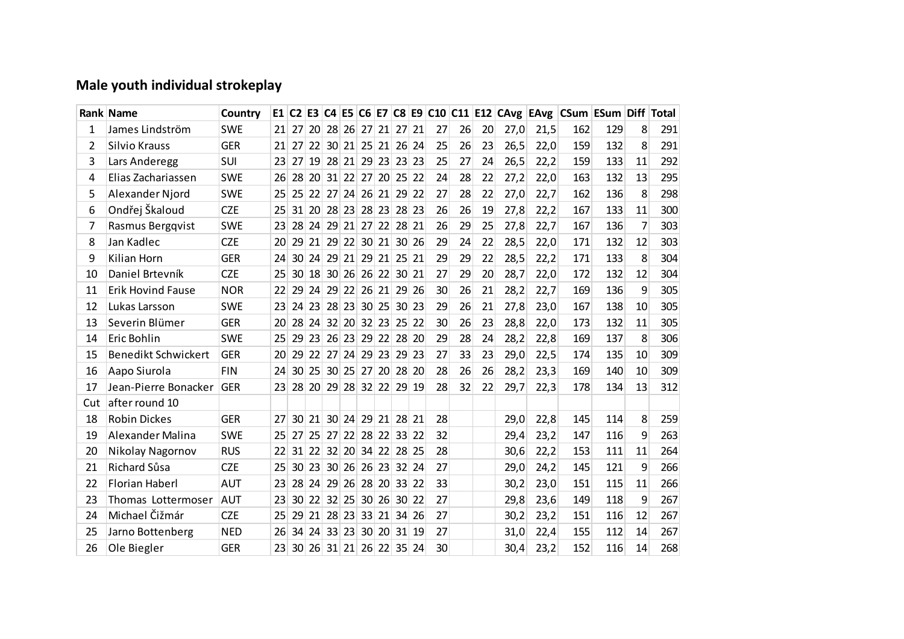## Male youth individual strokeplay

| Rank | Name | Country | E1 | C2 | E3 | C4 | E5 | C6 | E7 | C8 | E9 | C10 | C11 | E12 | CAvg | EAvg | CSum | ESum | Diff | Total |
|---|---|---|---|---|---|---|---|---|---|---|---|---|---|---|---|---|---|---|---|---|
| 1 | James Lindström | SWE | 21 | 27 | 20 | 28 | 26 | 27 | 21 | 27 | 21 | 27 | 26 | 20 | 27,0 | 21,5 | 162 | 129 | 8 | 291 |
| 2 | Silvio Krauss | GER | 21 | 27 | 22 | 30 | 21 | 25 | 21 | 26 | 24 | 25 | 26 | 23 | 26,5 | 22,0 | 159 | 132 | 8 | 291 |
| 3 | Lars Anderegg | SUI | 23 | 27 | 19 | 28 | 21 | 29 | 23 | 23 | 23 | 25 | 27 | 24 | 26,5 | 22,2 | 159 | 133 | 11 | 292 |
| 4 | Elias Zachariassen | SWE | 26 | 28 | 20 | 31 | 22 | 27 | 20 | 25 | 22 | 24 | 28 | 22 | 27,2 | 22,0 | 163 | 132 | 13 | 295 |
| 5 | Alexander Njord | SWE | 25 | 25 | 22 | 27 | 24 | 26 | 21 | 29 | 22 | 27 | 28 | 22 | 27,0 | 22,7 | 162 | 136 | 8 | 298 |
| 6 | Ondřej Škaloud | CZE | 25 | 31 | 20 | 28 | 23 | 28 | 23 | 28 | 23 | 26 | 26 | 19 | 27,8 | 22,2 | 167 | 133 | 11 | 300 |
| 7 | Rasmus Bergqvist | SWE | 23 | 28 | 24 | 29 | 21 | 27 | 22 | 28 | 21 | 26 | 29 | 25 | 27,8 | 22,7 | 167 | 136 | 7 | 303 |
| 8 | Jan Kadlec | CZE | 20 | 29 | 21 | 29 | 22 | 30 | 21 | 30 | 26 | 29 | 24 | 22 | 28,5 | 22,0 | 171 | 132 | 12 | 303 |
| 9 | Kilian Horn | GER | 24 | 30 | 24 | 29 | 21 | 29 | 21 | 25 | 21 | 29 | 29 | 22 | 28,5 | 22,2 | 171 | 133 | 8 | 304 |
| 10 | Daniel Brtevník | CZE | 25 | 30 | 18 | 30 | 26 | 26 | 22 | 30 | 21 | 27 | 29 | 20 | 28,7 | 22,0 | 172 | 132 | 12 | 304 |
| 11 | Erik Hovind Fause | NOR | 22 | 29 | 24 | 29 | 22 | 26 | 21 | 29 | 26 | 30 | 26 | 21 | 28,2 | 22,7 | 169 | 136 | 9 | 305 |
| 12 | Lukas Larsson | SWE | 23 | 24 | 23 | 28 | 23 | 30 | 25 | 30 | 23 | 29 | 26 | 21 | 27,8 | 23,0 | 167 | 138 | 10 | 305 |
| 13 | Severin Blümer | GER | 20 | 28 | 24 | 32 | 20 | 32 | 23 | 25 | 22 | 30 | 26 | 23 | 28,8 | 22,0 | 173 | 132 | 11 | 305 |
| 14 | Eric Bohlin | SWE | 25 | 29 | 23 | 26 | 23 | 29 | 22 | 28 | 20 | 29 | 28 | 24 | 28,2 | 22,8 | 169 | 137 | 8 | 306 |
| 15 | Benedikt Schwickert | GER | 20 | 29 | 22 | 27 | 24 | 29 | 23 | 29 | 23 | 27 | 33 | 23 | 29,0 | 22,5 | 174 | 135 | 10 | 309 |
| 16 | Aapo Siurola | FIN | 24 | 30 | 25 | 30 | 25 | 27 | 20 | 28 | 20 | 28 | 26 | 26 | 28,2 | 23,3 | 169 | 140 | 10 | 309 |
| 17 | Jean-Pierre Bonacker | GER | 23 | 28 | 20 | 29 | 28 | 32 | 22 | 29 | 19 | 28 | 32 | 22 | 29,7 | 22,3 | 178 | 134 | 13 | 312 |
| Cut | after round 10 | | | | | | | | | | | | | | | | | | | |
| 18 | Robin Dickes | GER | 27 | 30 | 21 | 30 | 24 | 29 | 21 | 28 | 21 | 28 | | | 29,0 | 22,8 | 145 | 114 | 8 | 259 |
| 19 | Alexander Malina | SWE | 25 | 27 | 25 | 27 | 22 | 28 | 22 | 33 | 22 | 32 | | | 29,4 | 23,2 | 147 | 116 | 9 | 263 |
| 20 | Nikolay Nagornov | RUS | 22 | 31 | 22 | 32 | 20 | 34 | 22 | 28 | 25 | 28 | | | 30,6 | 22,2 | 153 | 111 | 11 | 264 |
| 21 | Richard Sůsa | CZE | 25 | 30 | 23 | 30 | 26 | 26 | 23 | 32 | 24 | 27 | | | 29,0 | 24,2 | 145 | 121 | 9 | 266 |
| 22 | Florian Haberl | AUT | 23 | 28 | 24 | 29 | 26 | 28 | 20 | 33 | 22 | 33 | | | 30,2 | 23,0 | 151 | 115 | 11 | 266 |
| 23 | Thomas Lottermoser | AUT | 23 | 30 | 22 | 32 | 25 | 30 | 26 | 30 | 22 | 27 | | | 29,8 | 23,6 | 149 | 118 | 9 | 267 |
| 24 | Michael Čižmár | CZE | 25 | 29 | 21 | 28 | 23 | 33 | 21 | 34 | 26 | 27 | | | 30,2 | 23,2 | 151 | 116 | 12 | 267 |
| 25 | Jarno Bottenberg | NED | 26 | 34 | 24 | 33 | 23 | 30 | 20 | 31 | 19 | 27 | | | 31,0 | 22,4 | 155 | 112 | 14 | 267 |
| 26 | Ole Biegler | GER | 23 | 30 | 26 | 31 | 21 | 26 | 22 | 35 | 24 | 30 | | | 30,4 | 23,2 | 152 | 116 | 14 | 268 |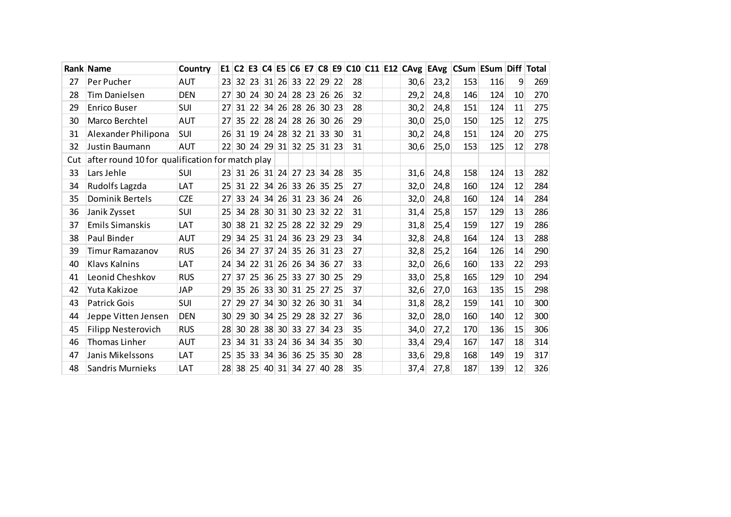| Rank | Name | Country | E1 | C2 | E3 | C4 | E5 | C6 | E7 | C8 | E9 | C10 | C11 | E12 | CAvg | EAvg | CSum | ESum | Diff | Total |
|---|---|---|---|---|---|---|---|---|---|---|---|---|---|---|---|---|---|---|---|---|
| 27 | Per Pucher | AUT | 23 | 32 | 23 | 31 | 26 | 33 | 22 | 29 | 22 | 28 | | | 30,6 | 23,2 | 153 | 116 | 9 | 269 |
| 28 | Tim Danielsen | DEN | 27 | 30 | 24 | 30 | 24 | 28 | 23 | 26 | 26 | 32 | | | 29,2 | 24,8 | 146 | 124 | 10 | 270 |
| 29 | Enrico Buser | SUI | 27 | 31 | 22 | 34 | 26 | 28 | 26 | 30 | 23 | 28 | | | 30,2 | 24,8 | 151 | 124 | 11 | 275 |
| 30 | Marco Berchtel | AUT | 27 | 35 | 22 | 28 | 24 | 28 | 26 | 30 | 26 | 29 | | | 30,0 | 25,0 | 150 | 125 | 12 | 275 |
| 31 | Alexander Philipona | SUI | 26 | 31 | 19 | 24 | 28 | 32 | 21 | 33 | 30 | 31 | | | 30,2 | 24,8 | 151 | 124 | 20 | 275 |
| 32 | Justin Baumann | AUT | 22 | 30 | 24 | 29 | 31 | 32 | 25 | 31 | 23 | 31 | | | 30,6 | 25,0 | 153 | 125 | 12 | 278 |
| Cut | after round 10 for qualification for match play | | | | | | | | | | | | | | | | | | | |
| 33 | Lars Jehle | SUI | 23 | 31 | 26 | 31 | 24 | 27 | 23 | 34 | 28 | 35 | | | 31,6 | 24,8 | 158 | 124 | 13 | 282 |
| 34 | Rudolfs Lagzda | LAT | 25 | 31 | 22 | 34 | 26 | 33 | 26 | 35 | 25 | 27 | | | 32,0 | 24,8 | 160 | 124 | 12 | 284 |
| 35 | Dominik Bertels | CZE | 27 | 33 | 24 | 34 | 26 | 31 | 23 | 36 | 24 | 26 | | | 32,0 | 24,8 | 160 | 124 | 14 | 284 |
| 36 | Janik Zysset | SUI | 25 | 34 | 28 | 30 | 31 | 30 | 23 | 32 | 22 | 31 | | | 31,4 | 25,8 | 157 | 129 | 13 | 286 |
| 37 | Emils Simanskis | LAT | 30 | 38 | 21 | 32 | 25 | 28 | 22 | 32 | 29 | 29 | | | 31,8 | 25,4 | 159 | 127 | 19 | 286 |
| 38 | Paul Binder | AUT | 29 | 34 | 25 | 31 | 24 | 36 | 23 | 29 | 23 | 34 | | | 32,8 | 24,8 | 164 | 124 | 13 | 288 |
| 39 | Timur Ramazanov | RUS | 26 | 34 | 27 | 37 | 24 | 35 | 26 | 31 | 23 | 27 | | | 32,8 | 25,2 | 164 | 126 | 14 | 290 |
| 40 | Klavs Kalnins | LAT | 24 | 34 | 22 | 31 | 26 | 26 | 34 | 36 | 27 | 33 | | | 32,0 | 26,6 | 160 | 133 | 22 | 293 |
| 41 | Leonid Cheshkov | RUS | 27 | 37 | 25 | 36 | 25 | 33 | 27 | 30 | 25 | 29 | | | 33,0 | 25,8 | 165 | 129 | 10 | 294 |
| 42 | Yuta Kakizoe | JAP | 29 | 35 | 26 | 33 | 30 | 31 | 25 | 27 | 25 | 37 | | | 32,6 | 27,0 | 163 | 135 | 15 | 298 |
| 43 | Patrick Gois | SUI | 27 | 29 | 27 | 34 | 30 | 32 | 26 | 30 | 31 | 34 | | | 31,8 | 28,2 | 159 | 141 | 10 | 300 |
| 44 | Jeppe Vitten Jensen | DEN | 30 | 29 | 30 | 34 | 25 | 29 | 28 | 32 | 27 | 36 | | | 32,0 | 28,0 | 160 | 140 | 12 | 300 |
| 45 | Filipp Nesterovich | RUS | 28 | 30 | 28 | 38 | 30 | 33 | 27 | 34 | 23 | 35 | | | 34,0 | 27,2 | 170 | 136 | 15 | 306 |
| 46 | Thomas Linher | AUT | 23 | 34 | 31 | 33 | 24 | 36 | 34 | 34 | 35 | 30 | | | 33,4 | 29,4 | 167 | 147 | 18 | 314 |
| 47 | Janis Mikelssons | LAT | 25 | 35 | 33 | 34 | 36 | 36 | 25 | 35 | 30 | 28 | | | 33,6 | 29,8 | 168 | 149 | 19 | 317 |
| 48 | Sandris Murnieks | LAT | 28 | 38 | 25 | 40 | 31 | 34 | 27 | 40 | 28 | 35 | | | 37,4 | 27,8 | 187 | 139 | 12 | 326 |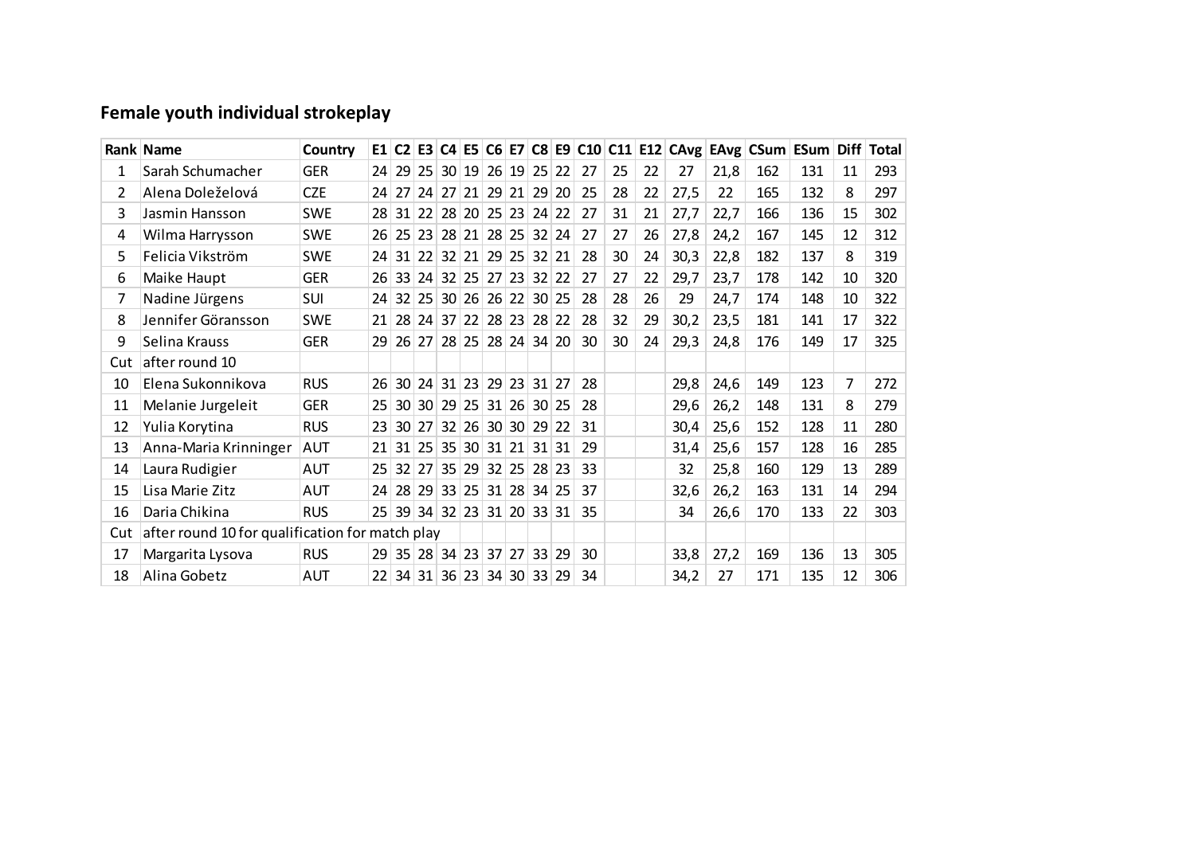## Female youth individual strokeplay

| Rank | Name | Country | E1 | C2 | E3 | C4 | E5 | C6 | E7 | C8 | E9 | C10 | C11 | E12 | CAvg | EAvg | CSum | ESum | Diff | Total |
|---|---|---|---|---|---|---|---|---|---|---|---|---|---|---|---|---|---|---|---|---|
| 1 | Sarah Schumacher | GER | 24 | 29 | 25 | 30 | 19 | 26 | 19 | 25 | 22 | 27 | 25 | 22 | 27 | 21,8 | 162 | 131 | 11 | 293 |
| 2 | Alena Doleželová | CZE | 24 | 27 | 24 | 27 | 21 | 29 | 21 | 29 | 20 | 25 | 28 | 22 | 27,5 | 22 | 165 | 132 | 8 | 297 |
| 3 | Jasmin Hansson | SWE | 28 | 31 | 22 | 28 | 20 | 25 | 23 | 24 | 22 | 27 | 31 | 21 | 27,7 | 22,7 | 166 | 136 | 15 | 302 |
| 4 | Wilma Harrysson | SWE | 26 | 25 | 23 | 28 | 21 | 28 | 25 | 32 | 24 | 27 | 27 | 26 | 27,8 | 24,2 | 167 | 145 | 12 | 312 |
| 5 | Felicia Vikström | SWE | 24 | 31 | 22 | 32 | 21 | 29 | 25 | 32 | 21 | 28 | 30 | 24 | 30,3 | 22,8 | 182 | 137 | 8 | 319 |
| 6 | Maike Haupt | GER | 26 | 33 | 24 | 32 | 25 | 27 | 23 | 32 | 22 | 27 | 27 | 22 | 29,7 | 23,7 | 178 | 142 | 10 | 320 |
| 7 | Nadine Jürgens | SUI | 24 | 32 | 25 | 30 | 26 | 26 | 22 | 30 | 25 | 28 | 28 | 26 | 29 | 24,7 | 174 | 148 | 10 | 322 |
| 8 | Jennifer Göransson | SWE | 21 | 28 | 24 | 37 | 22 | 28 | 23 | 28 | 22 | 28 | 32 | 29 | 30,2 | 23,5 | 181 | 141 | 17 | 322 |
| 9 | Selina Krauss | GER | 29 | 26 | 27 | 28 | 25 | 28 | 24 | 34 | 20 | 30 | 30 | 24 | 29,3 | 24,8 | 176 | 149 | 17 | 325 |
| Cut | after round 10 | | | | | | | | | | | | | | | | | | | |
| 10 | Elena Sukonnikova | RUS | 26 | 30 | 24 | 31 | 23 | 29 | 23 | 31 | 27 | 28 | | | 29,8 | 24,6 | 149 | 123 | 7 | 272 |
| 11 | Melanie Jurgeleit | GER | 25 | 30 | 30 | 29 | 25 | 31 | 26 | 30 | 25 | 28 | | | 29,6 | 26,2 | 148 | 131 | 8 | 279 |
| 12 | Yulia Korytina | RUS | 23 | 30 | 27 | 32 | 26 | 30 | 30 | 29 | 22 | 31 | | | 30,4 | 25,6 | 152 | 128 | 11 | 280 |
| 13 | Anna-Maria Krinninger | AUT | 21 | 31 | 25 | 35 | 30 | 31 | 21 | 31 | 31 | 29 | | | 31,4 | 25,6 | 157 | 128 | 16 | 285 |
| 14 | Laura Rudigier | AUT | 25 | 32 | 27 | 35 | 29 | 32 | 25 | 28 | 23 | 33 | | | 32 | 25,8 | 160 | 129 | 13 | 289 |
| 15 | Lisa Marie Zitz | AUT | 24 | 28 | 29 | 33 | 25 | 31 | 28 | 34 | 25 | 37 | | | 32,6 | 26,2 | 163 | 131 | 14 | 294 |
| 16 | Daria Chikina | RUS | 25 | 39 | 34 | 32 | 23 | 31 | 20 | 33 | 31 | 35 | | | 34 | 26,6 | 170 | 133 | 22 | 303 |
| Cut | after round 10 for qualification for match play | | | | | | | | | | | | | | | | | | | |
| 17 | Margarita Lysova | RUS | 29 | 35 | 28 | 34 | 23 | 37 | 27 | 33 | 29 | 30 | | | 33,8 | 27,2 | 169 | 136 | 13 | 305 |
| 18 | Alina Gobetz | AUT | 22 | 34 | 31 | 36 | 23 | 34 | 30 | 33 | 29 | 34 | | | 34,2 | 27 | 171 | 135 | 12 | 306 |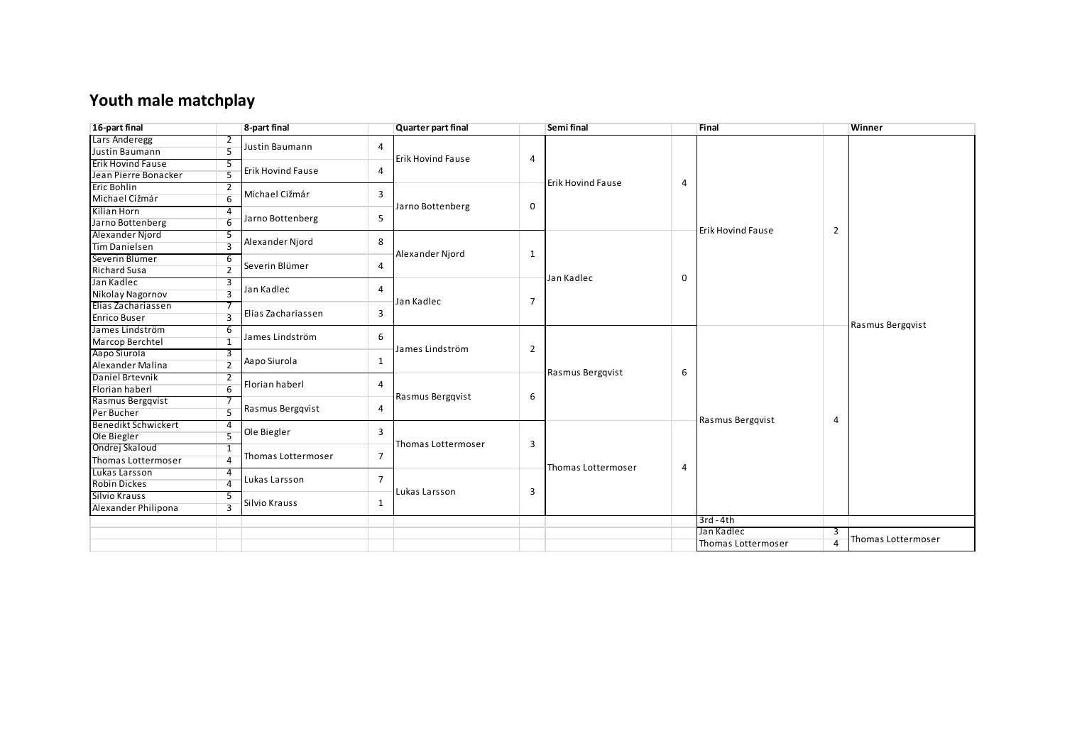## Youth male matchplay

| 16-part final | | 8-part final | | Quarter part final | | Semi final | | Final | | Winner |
|---|---|---|---|---|---|---|---|---|---|---|
| Lars Anderegg | 2 | Justin Baumann | 4 | Erik Hovind Fause | 4 | Erik Hovind Fause | 4 | Erik Hovind Fause | 2 | Rasmus Bergqvist |
| Justin Baumann | 5 | | | | | | | | | |
| Erik Hovind Fause | 5 | Erik Hovind Fause | 4 | | | | | | | |
| Jean Pierre Bonacker | 5 | | | | | | | | | |
| Eric Bohlin | 2 | Michael Cižmár | 3 | Jarno Bottenberg | 0 | | | | | |
| Michael Cižmár | 6 | | | | | | | | | |
| Kilian Horn | 4 | Jarno Bottenberg | 5 | | | | | | | |
| Jarno Bottenberg | 6 | | | | | | | | | |
| Alexander Njord | 5 | Alexander Njord | 8 | Alexander Njord | 1 | Jan Kadlec | 0 | | | |
| Tim Danielsen | 3 | | | | | | | | | |
| Severin Blümer | 6 | Severin Blümer | 4 | | | | | | | |
| Richard Susa | 2 | | | | | | | | | |
| Jan Kadlec | 3 | Jan Kadlec | 4 | Jan Kadlec | 7 | | | | | |
| Nikolay Nagornov | 3 | | | | | | | | | |
| Elias Zachariassen | 7 | Elias Zachariassen | 3 | | | | | | | |
| Enrico Buser | 3 | | | | | | | | | |
| James Lindström | 6 | James Lindström | 6 | James Lindström | 2 | Rasmus Bergqvist | 6 | Rasmus Bergqvist | 4 | |
| Marcop Berchtel | 1 | | | | | | | | | |
| Aapo Siurola | 3 | Aapo Siurola | 1 | | | | | | | |
| Alexander Malina | 2 | | | | | | | | | |
| Daniel Brtevnik | 2 | Florian haberl | 4 | Rasmus Bergqvist | 6 | | | | | |
| Florian haberl | 6 | | | | | | | | | |
| Rasmus Bergqvist | 7 | Rasmus Bergqvist | 4 | | | | | | | |
| Per Bucher | 5 | | | | | | | | | |
| Benedikt Schwickert | 4 | Ole Biegler | 3 | Thomas Lottermoser | 3 | Thomas Lottermoser | 4 | | | |
| Ole Biegler | 5 | | | | | | | | | |
| Ondrej Skaloud | 1 | Thomas Lottermoser | 7 | | | | | | | |
| Thomas Lottermoser | 4 | | | | | | | | | |
| Lukas Larsson | 4 | Lukas Larsson | 7 | Lukas Larsson | 3 | | | | | |
| Robin Dickes | 4 | | | | | | | | | |
| Silvio Krauss | 5 | Silvio Krauss | 1 | | | | | | | |
| Alexander Philipona | 3 | | | | | | | | | |
| | | | | | | | | 3rd - 4th | | |
| | | | | | | | | Jan Kadlec | 3 | Thomas Lottermoser |
| | | | | | | | | Thomas Lottermoser | 4 | |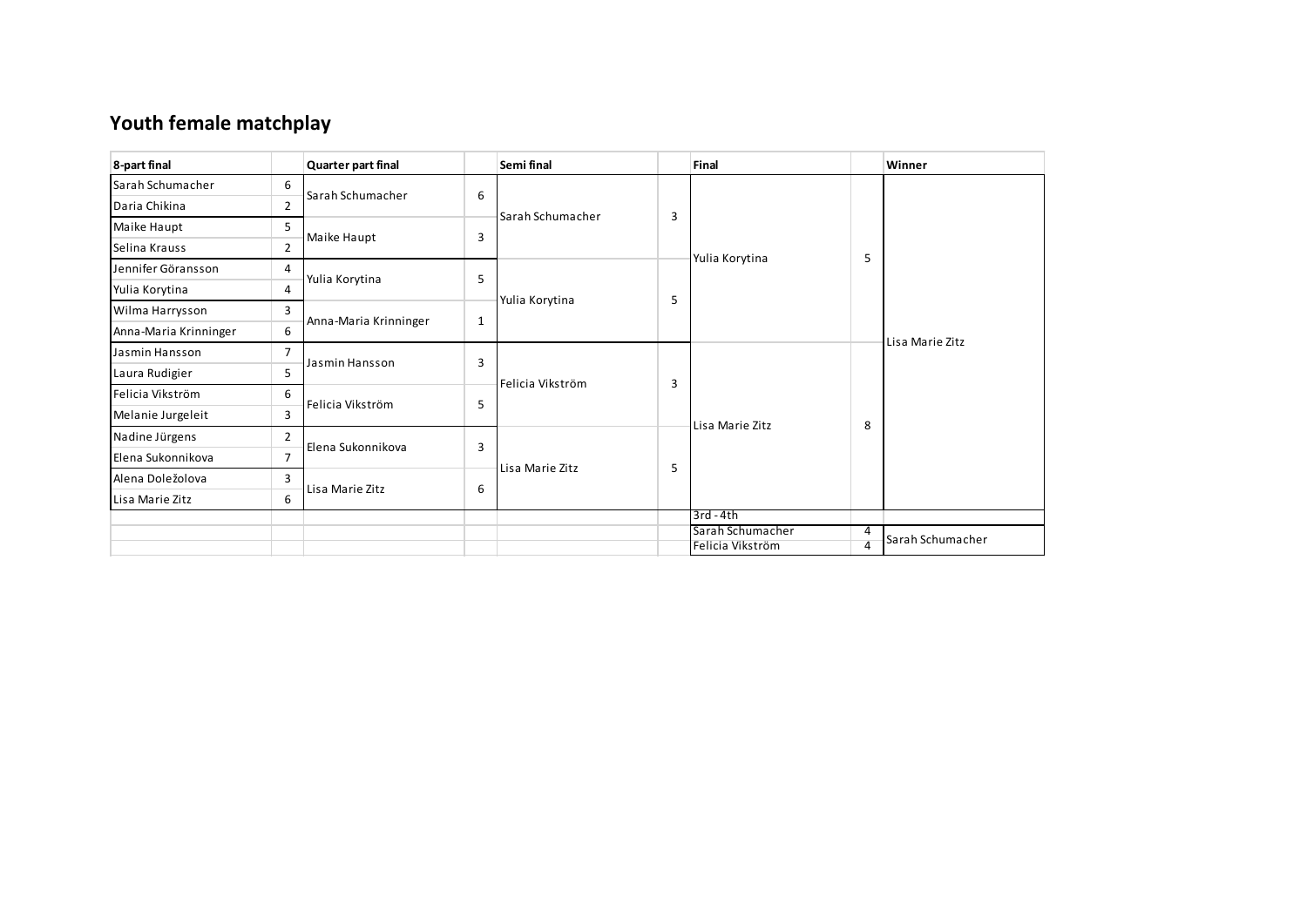## Youth female matchplay

| 8-part final | | Quarter part final | | Semi final | | Final | | Winner |
|---|---|---|---|---|---|---|---|---|
| Sarah Schumacher | 6 | Sarah Schumacher | 6 | Sarah Schumacher | 3 | Yulia Korytina | 5 | Lisa Marie Zitz |
| Daria Chikina | 2 | | | | | | | |
| Maike Haupt | 5 | Maike Haupt | 3 | | | | | |
| Selina Krauss | 2 | | | | | | | |
| Jennifer Göransson | 4 | Yulia Korytina | 5 | Yulia Korytina | 5 | | | |
| Yulia Korytina | 4 | | | | | | | |
| Wilma Harrysson | 3 | Anna-Maria Krinninger | 1 | | | | | |
| Anna-Maria Krinninger | 6 | | | | | | | |
| Jasmin Hansson | 7 | Jasmin Hansson | 3 | Felicia Vikström | 3 | Lisa Marie Zitz | 8 | |
| Laura Rudigier | 5 | | | | | | | |
| Felicia Vikström | 6 | Felicia Vikström | 5 | | | | | |
| Melanie Jurgeleit | 3 | | | | | | | |
| Nadine Jürgens | 2 | Elena Sukonnikova | 3 | Lisa Marie Zitz | 5 | | | |
| Elena Sukonnikova | 7 | | | | | | | |
| Alena Doležolova | 3 | Lisa Marie Zitz | 6 | | | | | |
| Lisa Marie Zitz | 6 | | | | | | | |
| | | | | | | 3rd - 4th | | |
| | | | | | | Sarah Schumacher | 4 | Sarah Schumacher |
| | | | | | | Felicia Vikström | 4 | |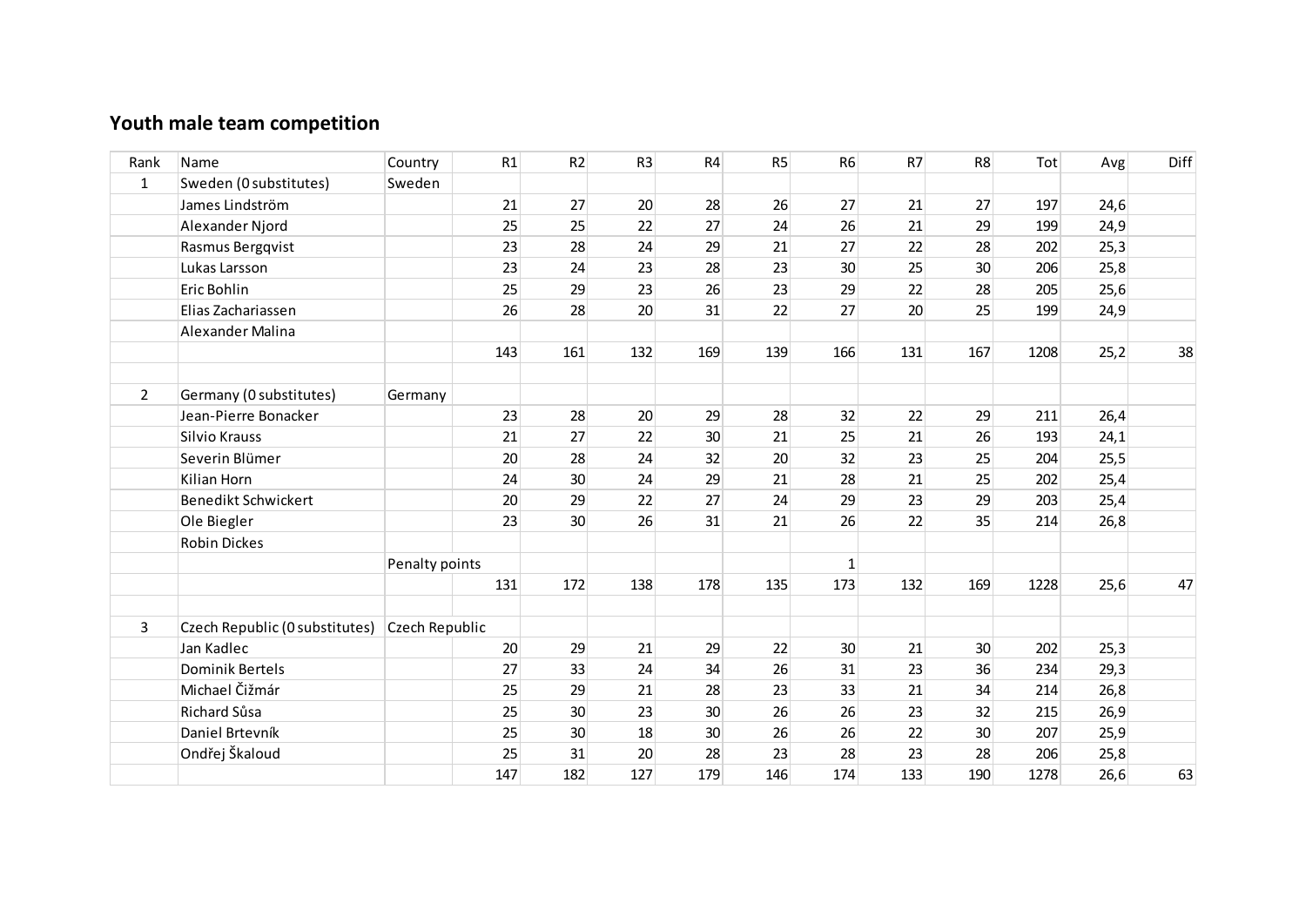## Youth male team competition

| Rank | Name | Country | R1 | R2 | R3 | R4 | R5 | R6 | R7 | R8 | Tot | Avg | Diff |
|---|---|---|---|---|---|---|---|---|---|---|---|---|---|
| 1 | Sweden (0 substitutes) | Sweden | | | | | | | | | | | |
| | James Lindström | | 21 | 27 | 20 | 28 | 26 | 27 | 21 | 27 | 197 | 24,6 | |
| | Alexander Njord | | 25 | 25 | 22 | 27 | 24 | 26 | 21 | 29 | 199 | 24,9 | |
| | Rasmus Bergqvist | | 23 | 28 | 24 | 29 | 21 | 27 | 22 | 28 | 202 | 25,3 | |
| | Lukas Larsson | | 23 | 24 | 23 | 28 | 23 | 30 | 25 | 30 | 206 | 25,8 | |
| | Eric Bohlin | | 25 | 29 | 23 | 26 | 23 | 29 | 22 | 28 | 205 | 25,6 | |
| | Elias Zachariassen | | 26 | 28 | 20 | 31 | 22 | 27 | 20 | 25 | 199 | 24,9 | |
| | Alexander Malina | | | | | | | | | | | | |
| | | | 143 | 161 | 132 | 169 | 139 | 166 | 131 | 167 | 1208 | 25,2 | 38 |
| | | | | | | | | | | | | | |
| 2 | Germany (0 substitutes) | Germany | | | | | | | | | | | |
| | Jean-Pierre Bonacker | | 23 | 28 | 20 | 29 | 28 | 32 | 22 | 29 | 211 | 26,4 | |
| | Silvio Krauss | | 21 | 27 | 22 | 30 | 21 | 25 | 21 | 26 | 193 | 24,1 | |
| | Severin Blümer | | 20 | 28 | 24 | 32 | 20 | 32 | 23 | 25 | 204 | 25,5 | |
| | Kilian Horn | | 24 | 30 | 24 | 29 | 21 | 28 | 21 | 25 | 202 | 25,4 | |
| | Benedikt Schwickert | | 20 | 29 | 22 | 27 | 24 | 29 | 23 | 29 | 203 | 25,4 | |
| | Ole Biegler | | 23 | 30 | 26 | 31 | 21 | 26 | 22 | 35 | 214 | 26,8 | |
| | Robin Dickes | | | | | | | | | | | | |
| | | Penalty points | | | | | | 1 | | | | | |
| | | | 131 | 172 | 138 | 178 | 135 | 173 | 132 | 169 | 1228 | 25,6 | 47 |
| | | | | | | | | | | | | | |
| 3 | Czech Republic (0 substitutes) | Czech Republic | | | | | | | | | | | |
| | Jan Kadlec | | 20 | 29 | 21 | 29 | 22 | 30 | 21 | 30 | 202 | 25,3 | |
| | Dominik Bertels | | 27 | 33 | 24 | 34 | 26 | 31 | 23 | 36 | 234 | 29,3 | |
| | Michael Čižmár | | 25 | 29 | 21 | 28 | 23 | 33 | 21 | 34 | 214 | 26,8 | |
| | Richard Sůsa | | 25 | 30 | 23 | 30 | 26 | 26 | 23 | 32 | 215 | 26,9 | |
| | Daniel Brtevník | | 25 | 30 | 18 | 30 | 26 | 26 | 22 | 30 | 207 | 25,9 | |
| | Ondřej Škaloud | | 25 | 31 | 20 | 28 | 23 | 28 | 23 | 28 | 206 | 25,8 | |
| | | | 147 | 182 | 127 | 179 | 146 | 174 | 133 | 190 | 1278 | 26,6 | 63 |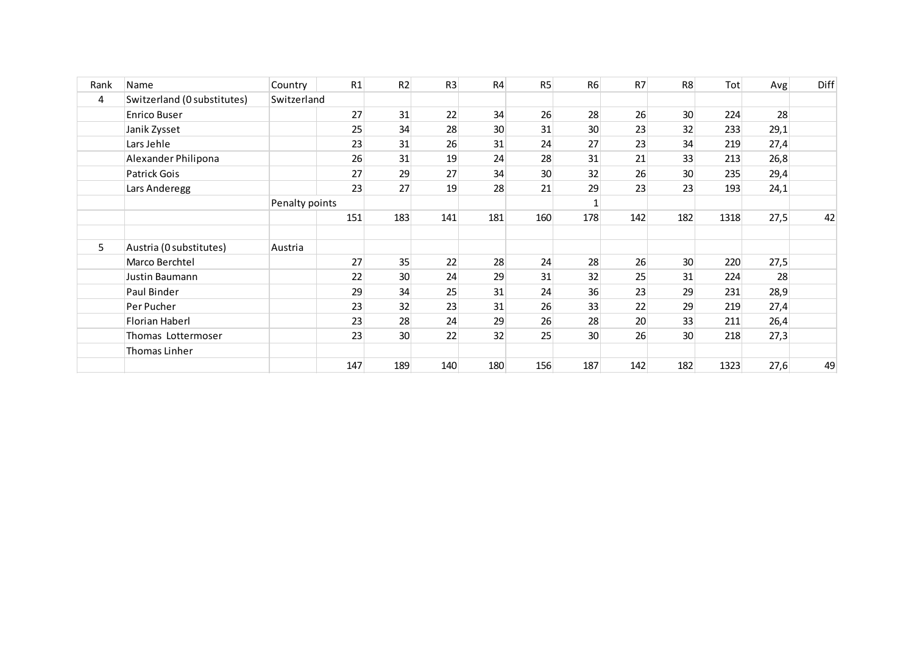| Rank | Name | Country | R1 | R2 | R3 | R4 | R5 | R6 | R7 | R8 | Tot | Avg | Diff |
|---|---|---|---|---|---|---|---|---|---|---|---|---|---|
| 4 | Switzerland (0 substitutes) | Switzerland | | | | | | | | | | | |
| | Enrico Buser | | 27 | 31 | 22 | 34 | 26 | 28 | 26 | 30 | 224 | 28 | |
| | Janik Zysset | | 25 | 34 | 28 | 30 | 31 | 30 | 23 | 32 | 233 | 29,1 | |
| | Lars Jehle | | 23 | 31 | 26 | 31 | 24 | 27 | 23 | 34 | 219 | 27,4 | |
| | Alexander Philipona | | 26 | 31 | 19 | 24 | 28 | 31 | 21 | 33 | 213 | 26,8 | |
| | Patrick Gois | | 27 | 29 | 27 | 34 | 30 | 32 | 26 | 30 | 235 | 29,4 | |
| | Lars Anderegg | | 23 | 27 | 19 | 28 | 21 | 29 | 23 | 23 | 193 | 24,1 | |
| | | Penalty points | | | | | | 1 | | | | | |
| | | | 151 | 183 | 141 | 181 | 160 | 178 | 142 | 182 | 1318 | 27,5 | 42 |
| | | | | | | | | | | | | | |
| 5 | Austria (0 substitutes) | Austria | | | | | | | | | | | |
| | Marco Berchtel | | 27 | 35 | 22 | 28 | 24 | 28 | 26 | 30 | 220 | 27,5 | |
| | Justin Baumann | | 22 | 30 | 24 | 29 | 31 | 32 | 25 | 31 | 224 | 28 | |
| | Paul Binder | | 29 | 34 | 25 | 31 | 24 | 36 | 23 | 29 | 231 | 28,9 | |
| | Per Pucher | | 23 | 32 | 23 | 31 | 26 | 33 | 22 | 29 | 219 | 27,4 | |
| | Florian Haberl | | 23 | 28 | 24 | 29 | 26 | 28 | 20 | 33 | 211 | 26,4 | |
| | Thomas Lottermoser | | 23 | 30 | 22 | 32 | 25 | 30 | 26 | 30 | 218 | 27,3 | |
| | Thomas Linher | | | | | | | | | | | | |
| | | | 147 | 189 | 140 | 180 | 156 | 187 | 142 | 182 | 1323 | 27,6 | 49 |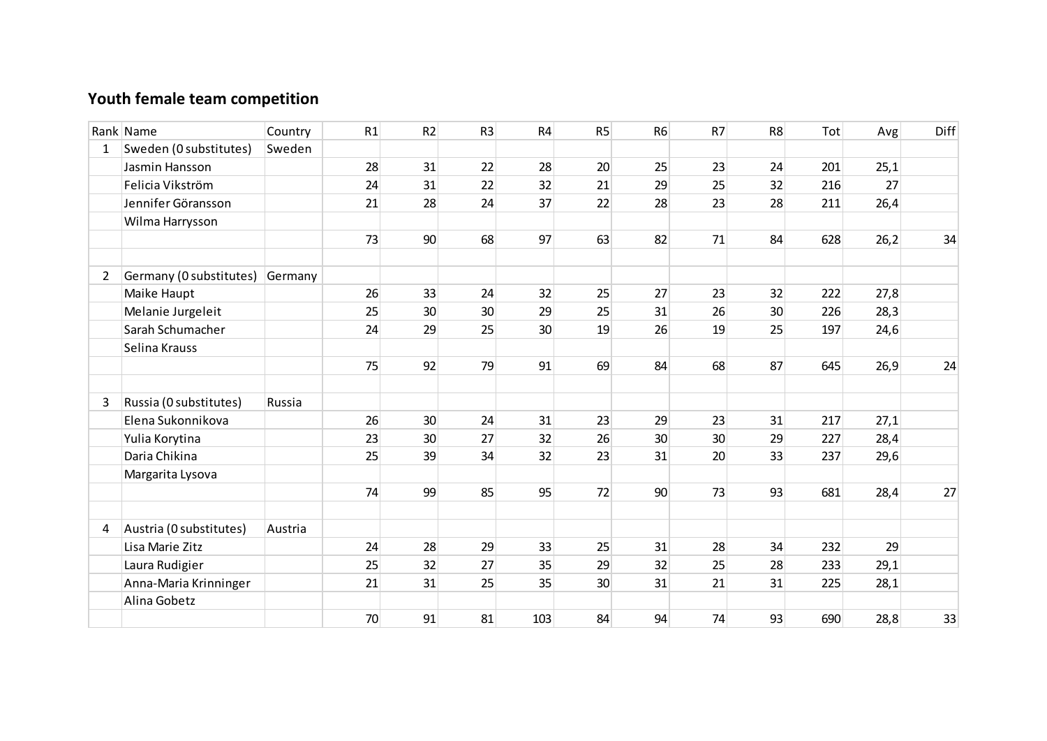## Youth female team competition

| Rank | Name | Country | R1 | R2 | R3 | R4 | R5 | R6 | R7 | R8 | Tot | Avg | Diff |
|---|---|---|---|---|---|---|---|---|---|---|---|---|---|
| 1 | Sweden (0 substitutes) | Sweden | | | | | | | | | | | |
| | Jasmin Hansson | | 28 | 31 | 22 | 28 | 20 | 25 | 23 | 24 | 201 | 25,1 | |
| | Felicia Vikström | | 24 | 31 | 22 | 32 | 21 | 29 | 25 | 32 | 216 | 27 | |
| | Jennifer Göransson | | 21 | 28 | 24 | 37 | 22 | 28 | 23 | 28 | 211 | 26,4 | |
| | Wilma Harrysson | | | | | | | | | | | | |
| | | | 73 | 90 | 68 | 97 | 63 | 82 | 71 | 84 | 628 | 26,2 | 34 |
| | | | | | | | | | | | | | |
| 2 | Germany (0 substitutes) | Germany | | | | | | | | | | | |
| | Maike Haupt | | 26 | 33 | 24 | 32 | 25 | 27 | 23 | 32 | 222 | 27,8 | |
| | Melanie Jurgeleit | | 25 | 30 | 30 | 29 | 25 | 31 | 26 | 30 | 226 | 28,3 | |
| | Sarah Schumacher | | 24 | 29 | 25 | 30 | 19 | 26 | 19 | 25 | 197 | 24,6 | |
| | Selina Krauss | | | | | | | | | | | | |
| | | | 75 | 92 | 79 | 91 | 69 | 84 | 68 | 87 | 645 | 26,9 | 24 |
| | | | | | | | | | | | | | |
| 3 | Russia (0 substitutes) | Russia | | | | | | | | | | | |
| | Elena Sukonnikova | | 26 | 30 | 24 | 31 | 23 | 29 | 23 | 31 | 217 | 27,1 | |
| | Yulia Korytina | | 23 | 30 | 27 | 32 | 26 | 30 | 30 | 29 | 227 | 28,4 | |
| | Daria Chikina | | 25 | 39 | 34 | 32 | 23 | 31 | 20 | 33 | 237 | 29,6 | |
| | Margarita Lysova | | | | | | | | | | | | |
| | | | 74 | 99 | 85 | 95 | 72 | 90 | 73 | 93 | 681 | 28,4 | 27 |
| | | | | | | | | | | | | | |
| 4 | Austria (0 substitutes) | Austria | | | | | | | | | | | |
| | Lisa Marie Zitz | | 24 | 28 | 29 | 33 | 25 | 31 | 28 | 34 | 232 | 29 | |
| | Laura Rudigier | | 25 | 32 | 27 | 35 | 29 | 32 | 25 | 28 | 233 | 29,1 | |
| | Anna-Maria Krinninger | | 21 | 31 | 25 | 35 | 30 | 31 | 21 | 31 | 225 | 28,1 | |
| | Alina Gobetz | | | | | | | | | | | | |
| | | | 70 | 91 | 81 | 103 | 84 | 94 | 74 | 93 | 690 | 28,8 | 33 |